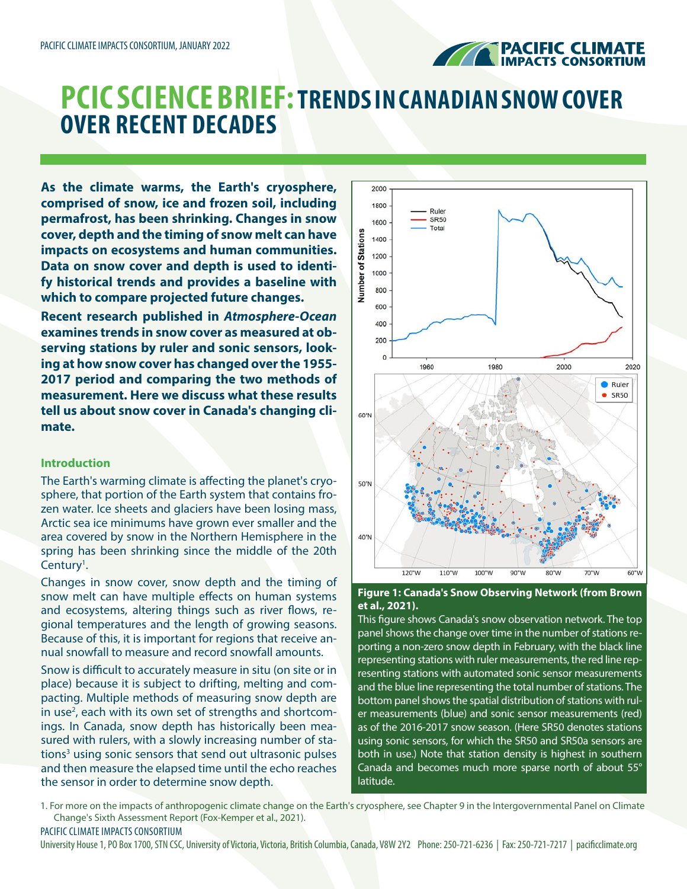# PCIC SCIENCE BRIEF: TRENDS IN CANADIAN SNOW COVER OVER RECENT DECADES

**As the climate warms, the Earth's cryosphere, comprised of snow, ice and frozen soil, including permafrost, has been shrinking. Changes in snow cover, depth and the timing of snow melt can have impacts on ecosystems and human communities. Data on snow cover and depth is used to identify historical trends and provides a baseline with which to compare projected future changes.**

**Recent research published in *Atmosphere-Ocean* examines trends in snow cover as measured at observing stations by ruler and sonic sensors, looking at how snow cover has changed over the 1955-2017 period and comparing the two methods of measurement. Here we discuss what these results tell us about snow cover in Canada's changing climate.**

## Introduction

The Earth's warming climate is affecting the planet's cryosphere, that portion of the Earth system that contains frozen water. Ice sheets and glaciers have been losing mass, Arctic sea ice minimums have grown ever smaller and the area covered by snow in the Northern Hemisphere in the spring has been shrinking since the middle of the 20th Century[1].

Changes in snow cover, snow depth and the timing of snow melt can have multiple effects on human systems and ecosystems, altering things such as river flows, regional temperatures and the length of growing seasons. Because of this, it is important for regions that receive annual snowfall to measure and record snowfall amounts.

Snow is difficult to accurately measure in situ (on site or in place) because it is subject to drifting, melting and compacting. Multiple methods of measuring snow depth are in use[2], each with its own set of strengths and shortcomings. In Canada, snow depth has historically been measured with rulers, with a slowly increasing number of stations[3] using sonic sensors that send out ultrasonic pulses and then measure the elapsed time until the echo reaches the sensor in order to determine snow depth.

**Figure 1: Canada's Snow Observing Network (from Brown et al., 2021).**

This figure shows Canada's snow observation network. The top panel shows the change over time in the number of stations reporting a non-zero snow depth in February, with the black line representing stations with ruler measurements, the red line representing stations with automated sonic sensor measurements and the blue line representing the total number of stations. The bottom panel shows the spatial distribution of stations with ruler measurements (blue) and sonic sensor measurements (red) as of the 2016-2017 snow season. (Here SR50 denotes stations using sonic sensors, for which the SR50 and SR50a sensors are both in use.) Note that station density is highest in southern Canada and becomes much more sparse north of about 55° latitude.

1. For more on the impacts of anthropogenic climate change on the Earth's cryosphere, see Chapter 9 in the Intergovernmental Panel on Climate Change's Sixth Assessment Report (Fox-Kemper et al., 2021).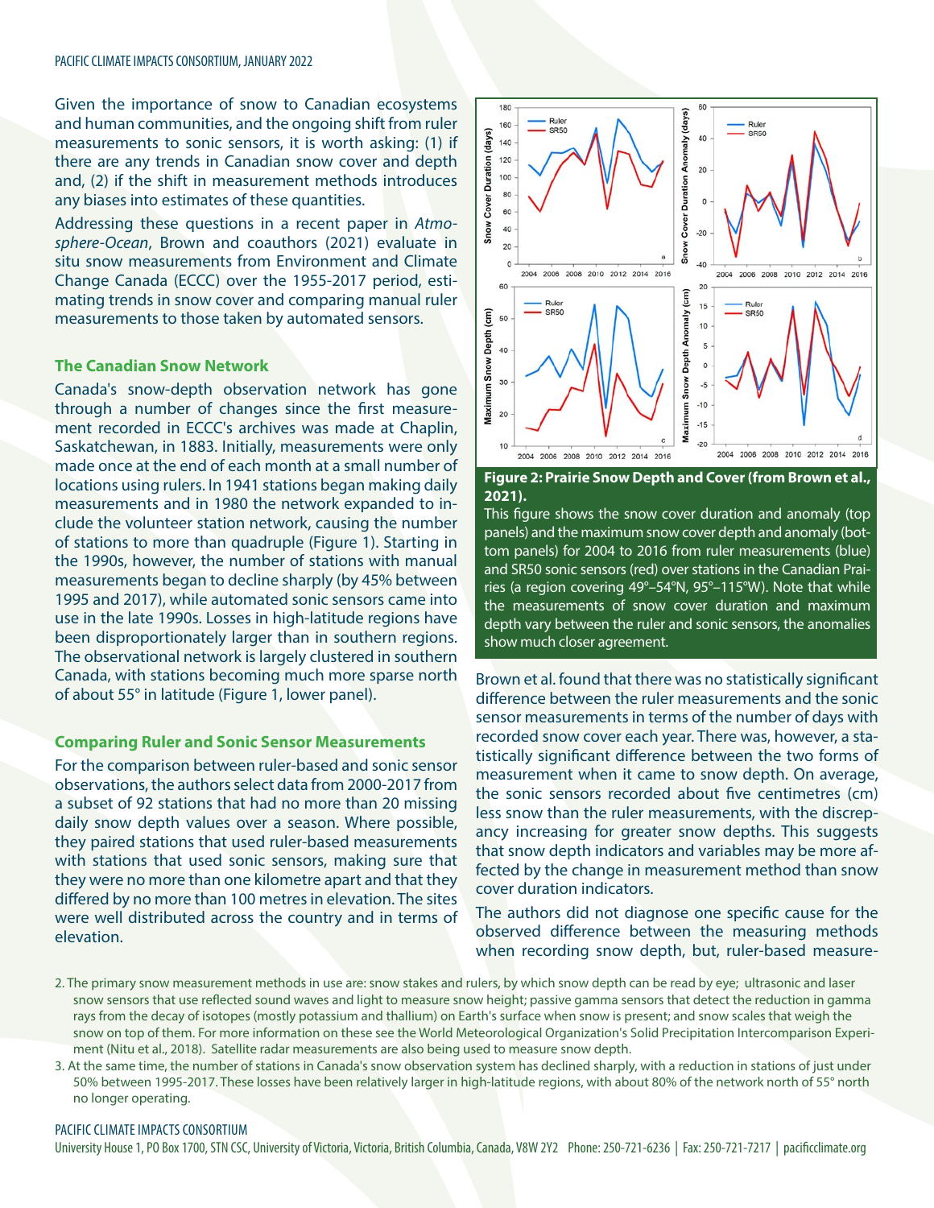Given the importance of snow to Canadian ecosystems and human communities, and the ongoing shift from ruler measurements to sonic sensors, it is worth asking: (1) if there are any trends in Canadian snow cover and depth and, (2) if the shift in measurement methods introduces any biases into estimates of these quantities.

Addressing these questions in a recent paper in *Atmosphere-Ocean*, Brown and coauthors (2021) evaluate in situ snow measurements from Environment and Climate Change Canada (ECCC) over the 1955-2017 period, estimating trends in snow cover and comparing manual ruler measurements to those taken by automated sensors.

### The Canadian Snow Network

Canada's snow-depth observation network has gone through a number of changes since the first measurement recorded in ECCC's archives was made at Chaplin, Saskatchewan, in 1883. Initially, measurements were only made once at the end of each month at a small number of locations using rulers. In 1941 stations began making daily measurements and in 1980 the network expanded to include the volunteer station network, causing the number of stations to more than quadruple (Figure 1). Starting in the 1990s, however, the number of stations with manual measurements began to decline sharply (by 45% between 1995 and 2017), while automated sonic sensors came into use in the late 1990s. Losses in high-latitude regions have been disproportionately larger than in southern regions. The observational network is largely clustered in southern Canada, with stations becoming much more sparse north of about 55° in latitude (Figure 1, lower panel).

### Comparing Ruler and Sonic Sensor Measurements

For the comparison between ruler-based and sonic sensor observations, the authors select data from 2000-2017 from a subset of 92 stations that had no more than 20 missing daily snow depth values over a season. Where possible, they paired stations that used ruler-based measurements with stations that used sonic sensors, making sure that they were no more than one kilometre apart and that they differed by no more than 100 metres in elevation. The sites were well distributed across the country and in terms of elevation.

**Figure 2: Prairie Snow Depth and Cover (from Brown et al., 2021).**

This figure shows the snow cover duration and anomaly (top panels) and the maximum snow cover depth and anomaly (bottom panels) for 2004 to 2016 from ruler measurements (blue) and SR50 sonic sensors (red) over stations in the Canadian Prairies (a region covering 49°–54°N, 95°–115°W). Note that while the measurements of snow cover duration and maximum depth vary between the ruler and sonic sensors, the anomalies show much closer agreement.

Brown et al. found that there was no statistically significant difference between the ruler measurements and the sonic sensor measurements in terms of the number of days with recorded snow cover each year. There was, however, a statistically significant difference between the two forms of measurement when it came to snow depth. On average, the sonic sensors recorded about five centimetres (cm) less snow than the ruler measurements, with the discrepancy increasing for greater snow depths. This suggests that snow depth indicators and variables may be more affected by the change in measurement method than snow cover duration indicators.

The authors did not diagnose one specific cause for the observed difference between the measuring methods when recording snow depth, but, ruler-based measure-

2. The primary snow measurement methods in use are: snow stakes and rulers, by which snow depth can be read by eye; ultrasonic and laser snow sensors that use reflected sound waves and light to measure snow height; passive gamma sensors that detect the reduction in gamma rays from the decay of isotopes (mostly potassium and thallium) on Earth's surface when snow is present; and snow scales that weigh the snow on top of them. For more information on these see the World Meteorological Organization's Solid Precipitation Intercomparison Experiment (Nitu et al., 2018). Satellite radar measurements are also being used to measure snow depth.

3. At the same time, the number of stations in Canada's snow observation system has declined sharply, with a reduction in stations of just under 50% between 1995-2017. These losses have been relatively larger in high-latitude regions, with about 80% of the network north of 55° north no longer operating.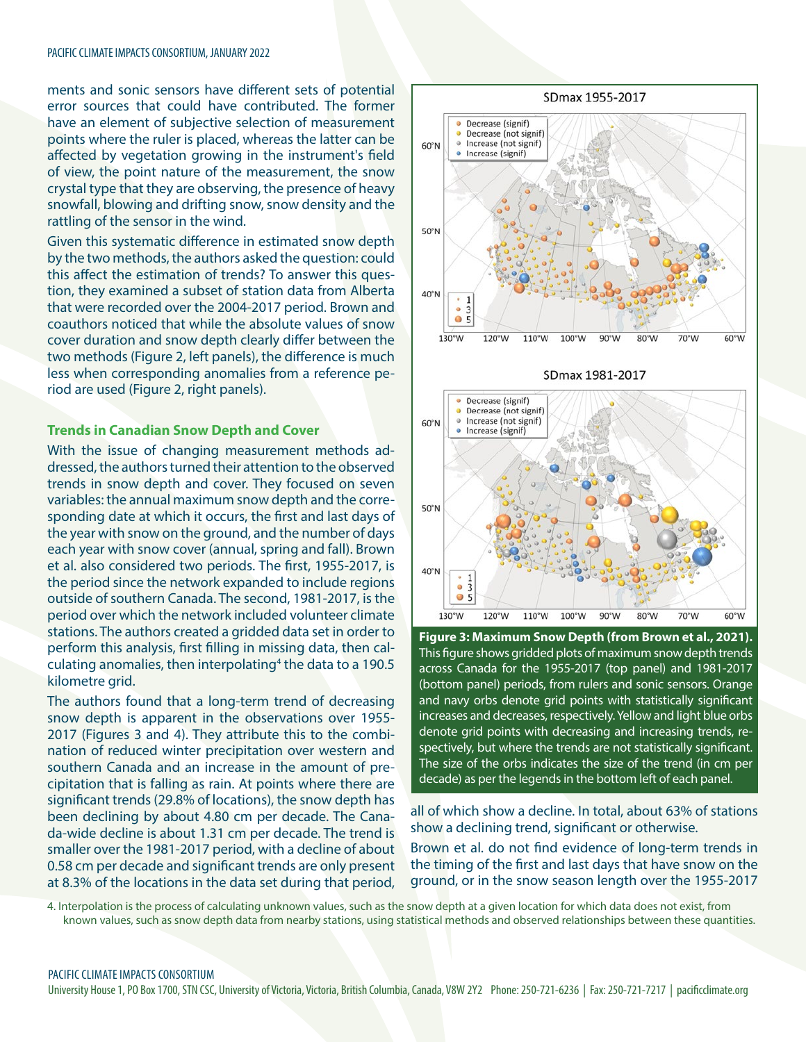ments and sonic sensors have different sets of potential error sources that could have contributed. The former have an element of subjective selection of measurement points where the ruler is placed, whereas the latter can be affected by vegetation growing in the instrument's field of view, the point nature of the measurement, the snow crystal type that they are observing, the presence of heavy snowfall, blowing and drifting snow, snow density and the rattling of the sensor in the wind.

Given this systematic difference in estimated snow depth by the two methods, the authors asked the question: could this affect the estimation of trends? To answer this question, they examined a subset of station data from Alberta that were recorded over the 2004-2017 period. Brown and coauthors noticed that while the absolute values of snow cover duration and snow depth clearly differ between the two methods (Figure 2, left panels), the difference is much less when corresponding anomalies from a reference period are used (Figure 2, right panels).

### Trends in Canadian Snow Depth and Cover

With the issue of changing measurement methods addressed, the authors turned their attention to the observed trends in snow depth and cover. They focused on seven variables: the annual maximum snow depth and the corresponding date at which it occurs, the first and last days of the year with snow on the ground, and the number of days each year with snow cover (annual, spring and fall). Brown et al. also considered two periods. The first, 1955-2017, is the period since the network expanded to include regions outside of southern Canada. The second, 1981-2017, is the period over which the network included volunteer climate stations. The authors created a gridded data set in order to perform this analysis, first filling in missing data, then calculating anomalies, then interpolating[4] the data to a 190.5 kilometre grid.

The authors found that a long-term trend of decreasing snow depth is apparent in the observations over 1955-2017 (Figures 3 and 4). They attribute this to the combination of reduced winter precipitation over western and southern Canada and an increase in the amount of precipitation that is falling as rain. At points where there are significant trends (29.8% of locations), the snow depth has been declining by about 4.80 cm per decade. The Canada-wide decline is about 1.31 cm per decade. The trend is smaller over the 1981-2017 period, with a decline of about 0.58 cm per decade and significant trends are only present at 8.3% of the locations in the data set during that period, all of which show a decline. In total, about 63% of stations show a declining trend, significant or otherwise.

**Figure 3: Maximum Snow Depth (from Brown et al., 2021).** This figure shows gridded plots of maximum snow depth trends across Canada for the 1955-2017 (top panel) and 1981-2017 (bottom panel) periods, from rulers and sonic sensors. Orange and navy orbs denote grid points with statistically significant increases and decreases, respectively. Yellow and light blue orbs denote grid points with decreasing and increasing trends, respectively, but where the trends are not statistically significant. The size of the orbs indicates the size of the trend (in cm per decade) as per the legends in the bottom left of each panel.

Brown et al. do not find evidence of long-term trends in the timing of the first and last days that have snow on the ground, or in the snow season length over the 1955-2017

4. Interpolation is the process of calculating unknown values, such as the snow depth at a given location for which data does not exist, from known values, such as snow depth data from nearby stations, using statistical methods and observed relationships between these quantities.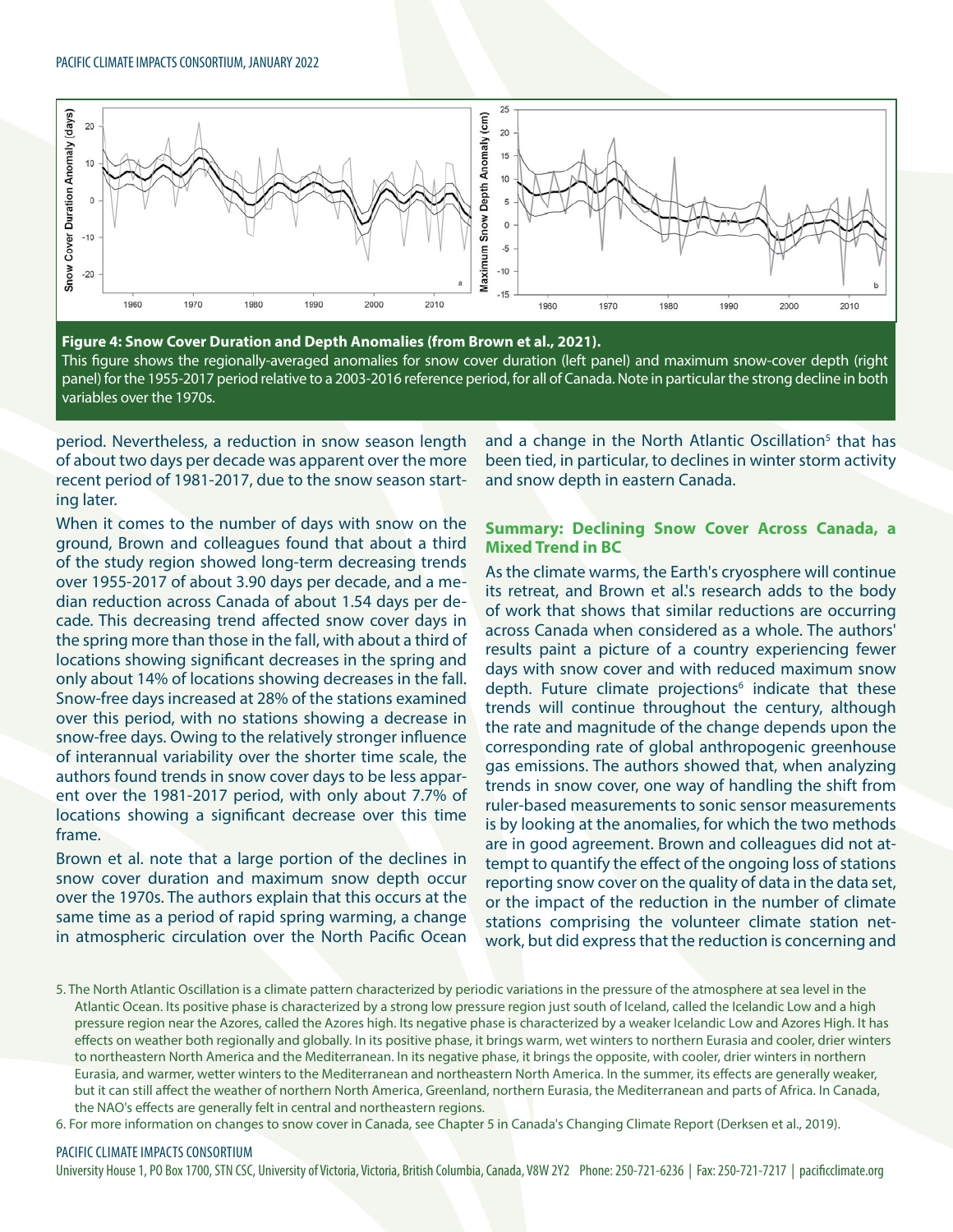**Figure 4: Snow Cover Duration and Depth Anomalies (from Brown et al., 2021).**
This figure shows the regionally-averaged anomalies for snow cover duration (left panel) and maximum snow-cover depth (right panel) for the 1955-2017 period relative to a 2003-2016 reference period, for all of Canada. Note in particular the strong decline in both variables over the 1970s.

period. Nevertheless, a reduction in snow season length of about two days per decade was apparent over the more recent period of 1981-2017, due to the snow season starting later.

When it comes to the number of days with snow on the ground, Brown and colleagues found that about a third of the study region showed long-term decreasing trends over 1955-2017 of about 3.90 days per decade, and a median reduction across Canada of about 1.54 days per decade. This decreasing trend affected snow cover days in the spring more than those in the fall, with about a third of locations showing significant decreases in the spring and only about 14% of locations showing decreases in the fall. Snow-free days increased at 28% of the stations examined over this period, with no stations showing a decrease in snow-free days. Owing to the relatively stronger influence of interannual variability over the shorter time scale, the authors found trends in snow cover days to be less apparent over the 1981-2017 period, with only about 7.7% of locations showing a significant decrease over this time frame.

Brown et al. note that a large portion of the declines in snow cover duration and maximum snow depth occur over the 1970s. The authors explain that this occurs at the same time as a period of rapid spring warming, a change in atmospheric circulation over the North Pacific Ocean and a change in the North Atlantic Oscillation[5] that has been tied, in particular, to declines in winter storm activity and snow depth in eastern Canada.

## Summary: Declining Snow Cover Across Canada, a Mixed Trend in BC

As the climate warms, the Earth's cryosphere will continue its retreat, and Brown et al.'s research adds to the body of work that shows that similar reductions are occurring across Canada when considered as a whole. The authors' results paint a picture of a country experiencing fewer days with snow cover and with reduced maximum snow depth. Future climate projections[6] indicate that these trends will continue throughout the century, although the rate and magnitude of the change depends upon the corresponding rate of global anthropogenic greenhouse gas emissions. The authors showed that, when analyzing trends in snow cover, one way of handling the shift from ruler-based measurements to sonic sensor measurements is by looking at the anomalies, for which the two methods are in good agreement. Brown and colleagues did not attempt to quantify the effect of the ongoing loss of stations reporting snow cover on the quality of data in the data set, or the impact of the reduction in the number of climate stations comprising the volunteer climate station network, but did express that the reduction is concerning and

5. The North Atlantic Oscillation is a climate pattern characterized by periodic variations in the pressure of the atmosphere at sea level in the Atlantic Ocean. Its positive phase is characterized by a strong low pressure region just south of Iceland, called the Icelandic Low and a high pressure region near the Azores, called the Azores high. Its negative phase is characterized by a weaker Icelandic Low and Azores High. It has effects on weather both regionally and globally. In its positive phase, it brings warm, wet winters to northern Eurasia and cooler, drier winters to northeastern North America and the Mediterranean. In its negative phase, it brings the opposite, with cooler, drier winters in northern Eurasia, and warmer, wetter winters to the Mediterranean and northeastern North America. In the summer, its effects are generally weaker, but it can still affect the weather of northern North America, Greenland, northern Eurasia, the Mediterranean and parts of Africa. In Canada, the NAO's effects are generally felt in central and northeastern regions.

6. For more information on changes to snow cover in Canada, see Chapter 5 in Canada's Changing Climate Report (Derksen et al., 2019).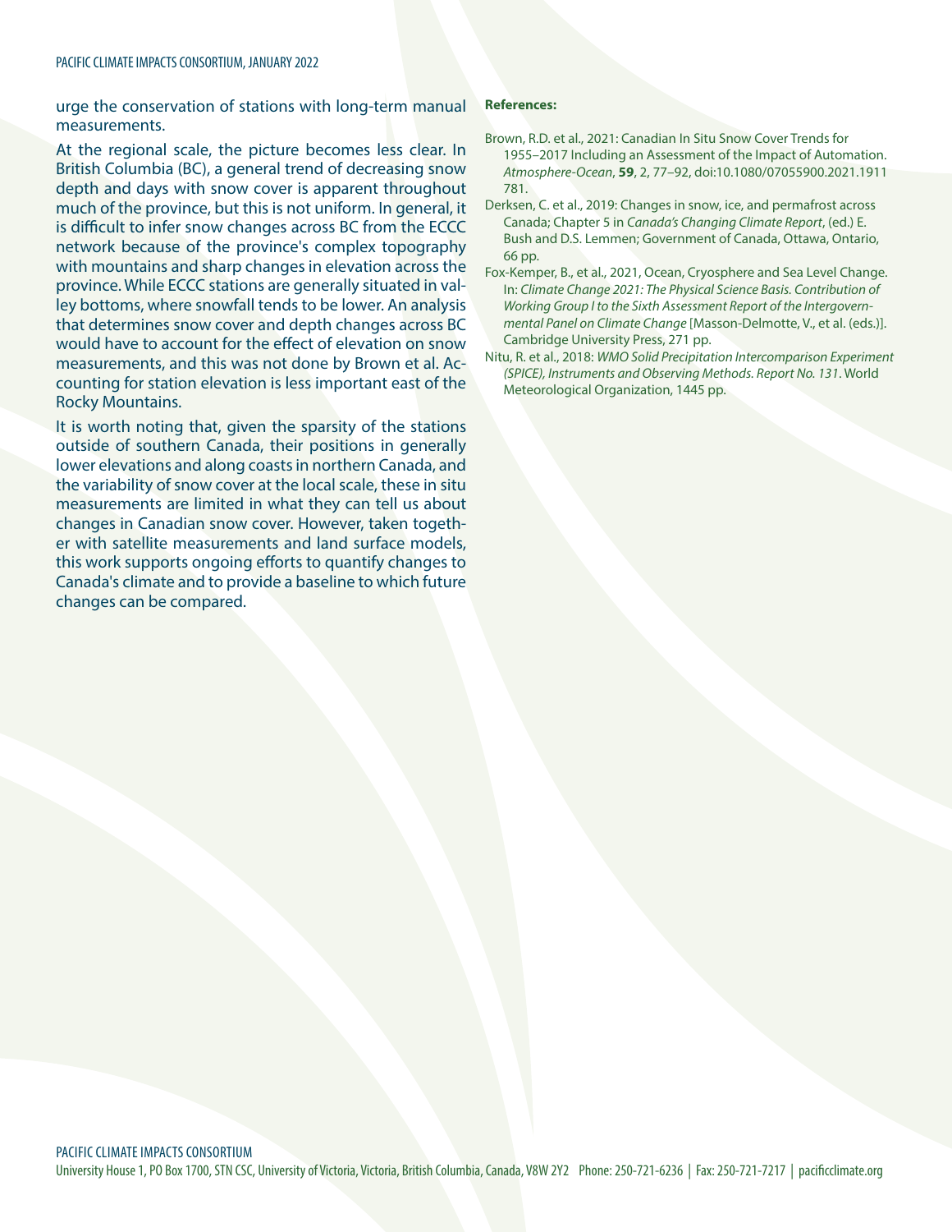urge the conservation of stations with long-term manual measurements.

At the regional scale, the picture becomes less clear. In British Columbia (BC), a general trend of decreasing snow depth and days with snow cover is apparent throughout much of the province, but this is not uniform. In general, it is difficult to infer snow changes across BC from the ECCC network because of the province's complex topography with mountains and sharp changes in elevation across the province. While ECCC stations are generally situated in valley bottoms, where snowfall tends to be lower. An analysis that determines snow cover and depth changes across BC would have to account for the effect of elevation on snow measurements, and this was not done by Brown et al. Accounting for station elevation is less important east of the Rocky Mountains.

It is worth noting that, given the sparsity of the stations outside of southern Canada, their positions in generally lower elevations and along coasts in northern Canada, and the variability of snow cover at the local scale, these in situ measurements are limited in what they can tell us about changes in Canadian snow cover. However, taken together with satellite measurements and land surface models, this work supports ongoing efforts to quantify changes to Canada's climate and to provide a baseline to which future changes can be compared.

**References:**

Brown, R.D. et al., 2021: Canadian In Situ Snow Cover Trends for 1955–2017 Including an Assessment of the Impact of Automation. *Atmosphere-Ocean*, **59**, 2, 77–92, doi:10.1080/07055900.2021.1911781.

Derksen, C. et al., 2019: Changes in snow, ice, and permafrost across Canada; Chapter 5 in *Canada's Changing Climate Report*, (ed.) E. Bush and D.S. Lemmen; Government of Canada, Ottawa, Ontario, 66 pp.

Fox-Kemper, B., et al., 2021, Ocean, Cryosphere and Sea Level Change. In: *Climate Change 2021: The Physical Science Basis. Contribution of Working Group I to the Sixth Assessment Report of the Intergovernmental Panel on Climate Change* [Masson-Delmotte, V., et al. (eds.)]. Cambridge University Press, 271 pp.

Nitu, R. et al., 2018: *WMO Solid Precipitation Intercomparison Experiment (SPICE), Instruments and Observing Methods. Report No. 131.* World Meteorological Organization, 1445 pp.